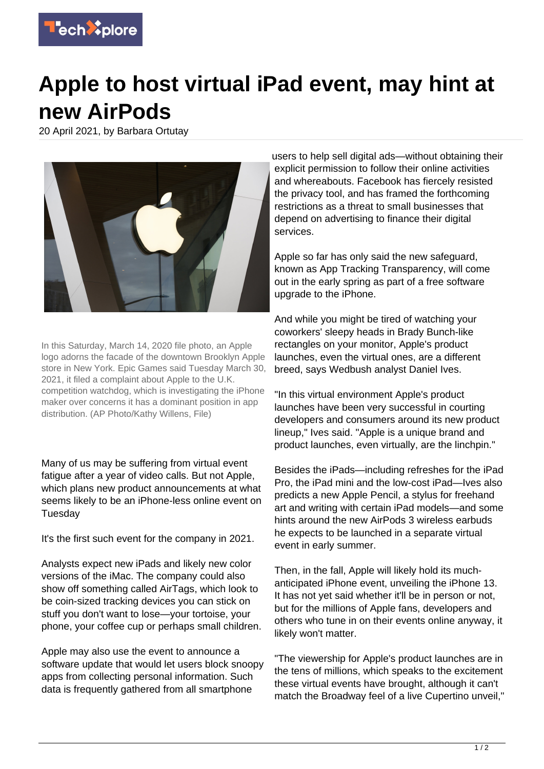# Apple to host virtual iPad event, may hint at new AirPods

20 April 2021, by Barbara Ortutay

In this Saturday, March 14, 2020 file photo, an Apple logo adorns the facade of the downtown Brooklyn Apple store in New York. Epic Games said Tuesday March 30, 2021, it filed a complaint about Apple to the U.K. competition watchdog, which is investigating the iPhone maker over concerns it has a dominant position in app distribution. (AP Photo/Kathy Willens, File)

Many of us may be suffering from virtual event fatigue after a year of video calls. But not Apple, which plans new product announcements at what seems likely to be an iPhone-less online event on Tuesday

It's the first such event for the company in 2021.

Analysts expect new iPads and likely new color versions of the iMac. The company could also show off something called AirTags, which look to be coin-sized tracking devices you can stick on stuff you don't want to lose—your tortoise, your phone, your coffee cup or perhaps small children.

Apple may also use the event to announce a software update that would let users block snoopy apps from collecting personal information. Such data is frequently gathered from all smartphone users to help sell digital ads—without obtaining their explicit permission to follow their online activities and whereabouts. Facebook has fiercely resisted the privacy tool, and has framed the forthcoming restrictions as a threat to small businesses that depend on advertising to finance their digital services.

Apple so far has only said the new safeguard, known as App Tracking Transparency, will come out in the early spring as part of a free software upgrade to the iPhone.

And while you might be tired of watching your coworkers' sleepy heads in Brady Bunch-like rectangles on your monitor, Apple's product launches, even the virtual ones, are a different breed, says Wedbush analyst Daniel Ives.

"In this virtual environment Apple's product launches have been very successful in courting developers and consumers around its new product lineup," Ives said. "Apple is a unique brand and product launches, even virtually, are the linchpin."

Besides the iPads—including refreshes for the iPad Pro, the iPad mini and the low-cost iPad—Ives also predicts a new Apple Pencil, a stylus for freehand art and writing with certain iPad models—and some hints around the new AirPods 3 wireless earbuds he expects to be launched in a separate virtual event in early summer.

Then, in the fall, Apple will likely hold its much-anticipated iPhone event, unveiling the iPhone 13. It has not yet said whether it'll be in person or not, but for the millions of Apple fans, developers and others who tune in on their events online anyway, it likely won't matter.

"The viewership for Apple's product launches are in the tens of millions, which speaks to the excitement these virtual events have brought, although it can't match the Broadway feel of a live Cupertino unveil,"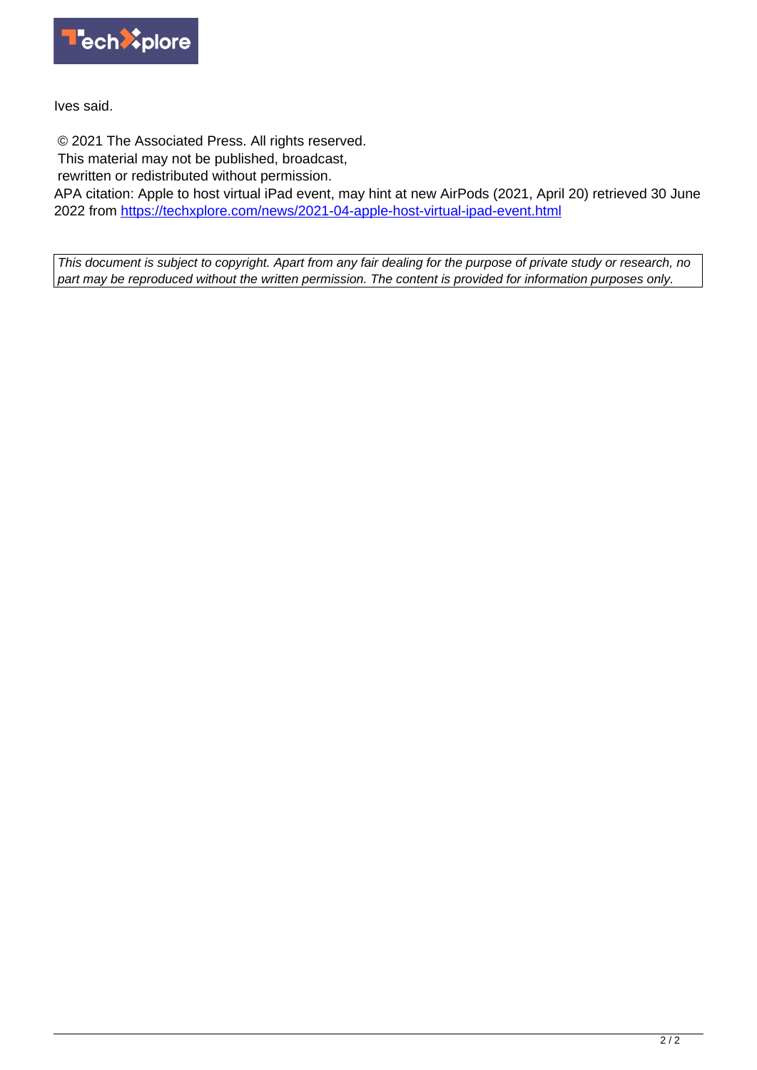Ives said.

© 2021 The Associated Press. All rights reserved.
This material may not be published, broadcast,
rewritten or redistributed without permission.

APA citation: Apple to host virtual iPad event, may hint at new AirPods (2021, April 20) retrieved 30 June 2022 from https://techxplore.com/news/2021-04-apple-host-virtual-ipad-event.html

*This document is subject to copyright. Apart from any fair dealing for the purpose of private study or research, no part may be reproduced without the written permission. The content is provided for information purposes only.*